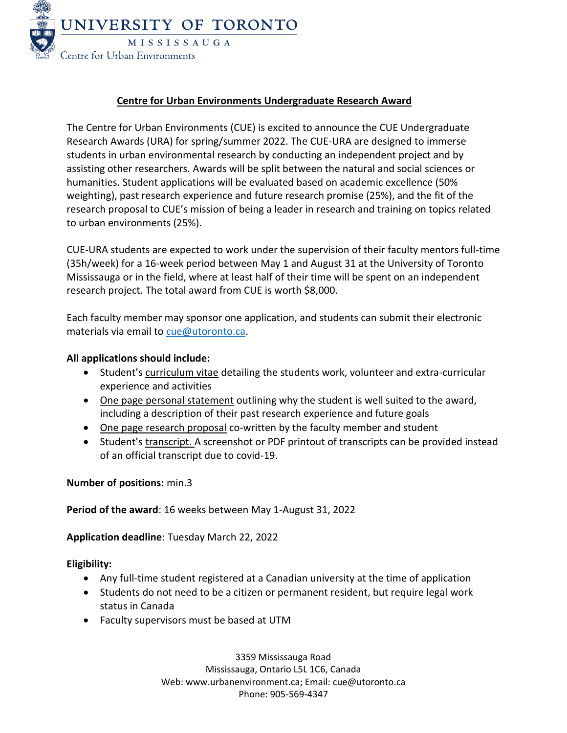UNIVERSITY OF TORONTO

MISSISSAUGA

Centre for Urban Environments

# Centre for Urban Environments Undergraduate Research Award

The Centre for Urban Environments (CUE) is excited to announce the CUE Undergraduate Research Awards (URA) for spring/summer 2022. The CUE-URA are designed to immerse students in urban environmental research by conducting an independent project and by assisting other researchers. Awards will be split between the natural and social sciences or humanities. Student applications will be evaluated based on academic excellence (50% weighting), past research experience and future research promise (25%), and the fit of the research proposal to CUE's mission of being a leader in research and training on topics related to urban environments (25%).

CUE-URA students are expected to work under the supervision of their faculty mentors full-time (35h/week) for a 16-week period between May 1 and August 31 at the University of Toronto Mississauga or in the field, where at least half of their time will be spent on an independent research project. The total award from CUE is worth $8,000.

Each faculty member may sponsor one application, and students can submit their electronic materials via email to cue@utoronto.ca.

**All applications should include:**

- Student's curriculum vitae detailing the students work, volunteer and extra-curricular experience and activities
- One page personal statement outlining why the student is well suited to the award, including a description of their past research experience and future goals
- One page research proposal co-written by the faculty member and student
- Student's transcript. A screenshot or PDF printout of transcripts can be provided instead of an official transcript due to covid-19.

**Number of positions:** min.3

**Period of the award**: 16 weeks between May 1-August 31, 2022

**Application deadline**: Tuesday March 22, 2022

**Eligibility:**

- Any full-time student registered at a Canadian university at the time of application
- Students do not need to be a citizen or permanent resident, but require legal work status in Canada
- Faculty supervisors must be based at UTM

3359 Mississauga Road
Mississauga, Ontario L5L 1C6, Canada
Web: www.urbanenvironment.ca; Email: cue@utoronto.ca
Phone: 905-569-4347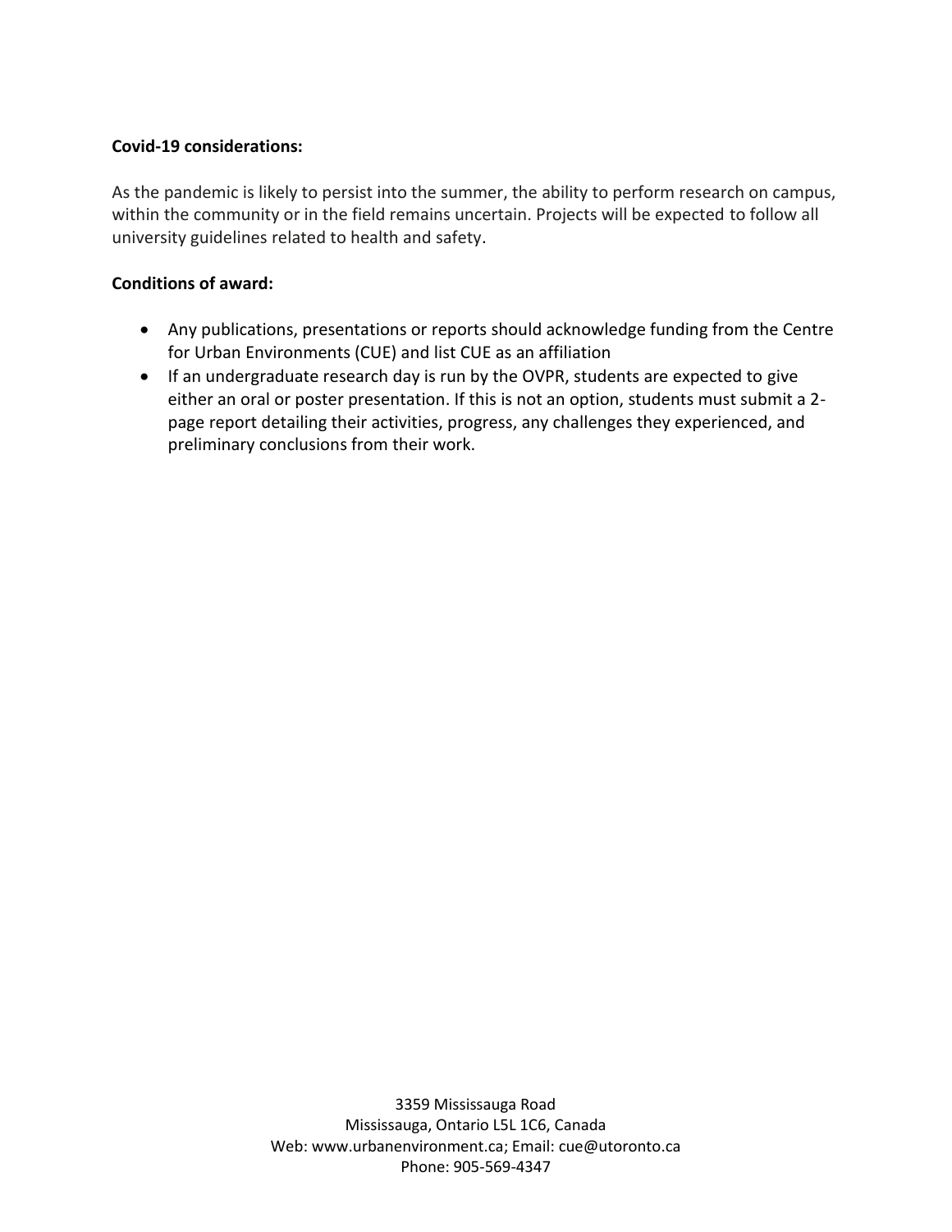**Covid-19 considerations:**

As the pandemic is likely to persist into the summer, the ability to perform research on campus, within the community or in the field remains uncertain. Projects will be expected to follow all university guidelines related to health and safety.

**Conditions of award:**

- Any publications, presentations or reports should acknowledge funding from the Centre for Urban Environments (CUE) and list CUE as an affiliation
- If an undergraduate research day is run by the OVPR, students are expected to give either an oral or poster presentation. If this is not an option, students must submit a 2-page report detailing their activities, progress, any challenges they experienced, and preliminary conclusions from their work.

3359 Mississauga Road
Mississauga, Ontario L5L 1C6, Canada
Web: www.urbanenvironment.ca; Email: cue@utoronto.ca
Phone: 905-569-4347